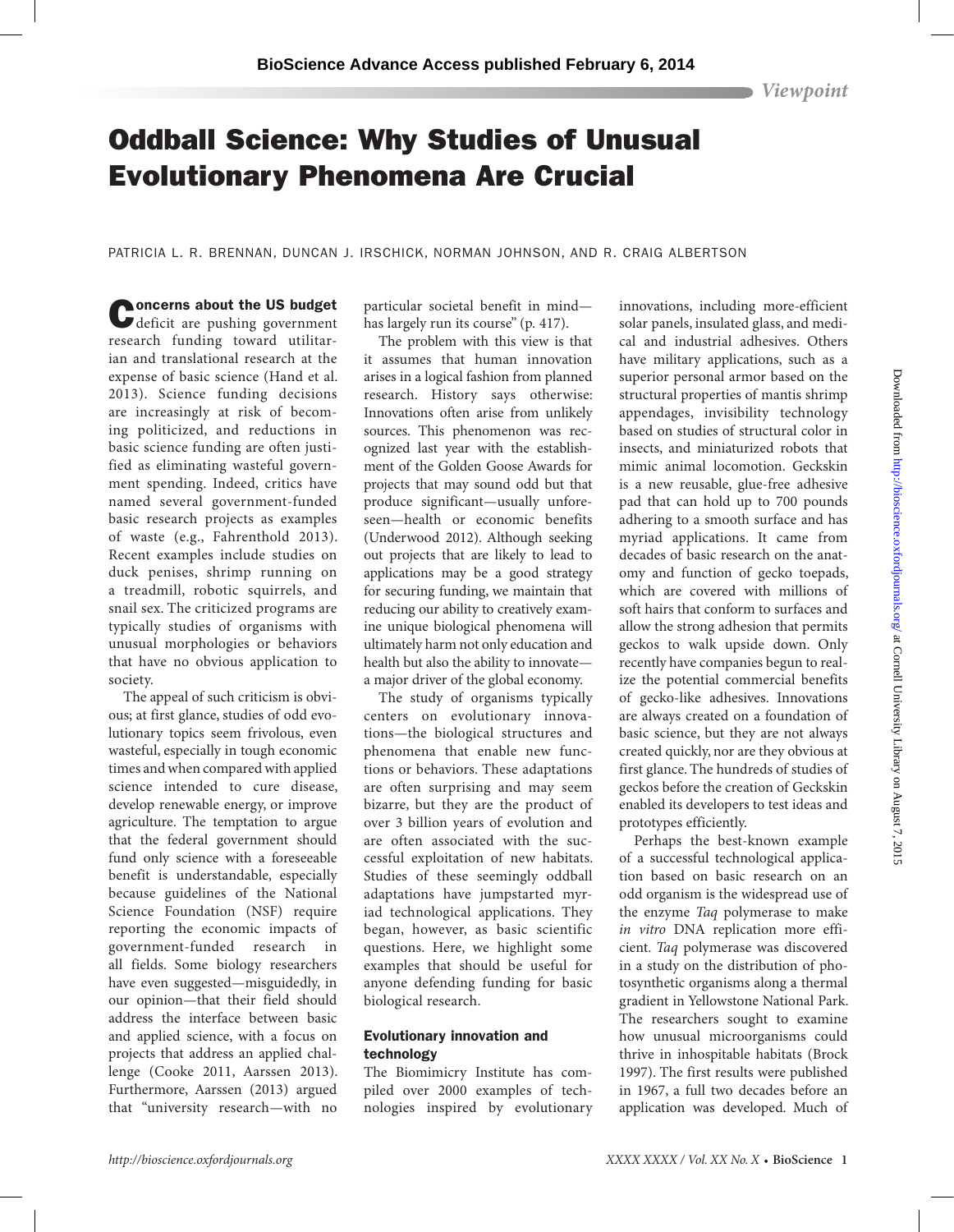# Oddball Science: Why Studies of Unusual Evolutionary Phenomena Are Crucial

PATRICIA L. R. BRENNAN, DUNCAN J. IRSCHICK, NORMAN JOHNSON, AND R. CRAIG ALBERTSON

**Concerns about the US budget** deficit are pushing government research funding toward utilitarian and translational research at the expense of basic science (Hand et al. 2013). Science funding decisions are increasingly at risk of becoming politicized, and reductions in basic science funding are often justified as eliminating wasteful government spending. Indeed, critics have named several government-funded basic research projects as examples of waste (e.g., Fahrenthold 2013). Recent examples include studies on duck penises, shrimp running on a treadmill, robotic squirrels, and snail sex. The criticized programs are typically studies of organisms with unusual morphologies or behaviors that have no obvious application to society.

The appeal of such criticism is obvious; at first glance, studies of odd evolutionary topics seem frivolous, even wasteful, especially in tough economic times and when compared with applied science intended to cure disease, develop renewable energy, or improve agriculture. The temptation to argue that the federal government should fund only science with a foreseeable benefit is understandable, especially because guidelines of the National Science Foundation (NSF) require reporting the economic impacts of government-funded research in all fields. Some biology researchers have even suggested—misguidedly, in our opinion—that their field should address the interface between basic and applied science, with a focus on projects that address an applied challenge (Cooke 2011, Aarssen 2013). Furthermore, Aarssen (2013) argued that "university research—with no particular societal benefit in mind—has largely run its course" (p. 417).

The problem with this view is that it assumes that human innovation arises in a logical fashion from planned research. History says otherwise: Innovations often arise from unlikely sources. This phenomenon was recognized last year with the establishment of the Golden Goose Awards for projects that may sound odd but that produce significant—usually unforeseen—health or economic benefits (Underwood 2012). Although seeking out projects that are likely to lead to applications may be a good strategy for securing funding, we maintain that reducing our ability to creatively examine unique biological phenomena will ultimately harm not only education and health but also the ability to innovate—a major driver of the global economy.

The study of organisms typically centers on evolutionary innovations—the biological structures and phenomena that enable new functions or behaviors. These adaptations are often surprising and may seem bizarre, but they are the product of over 3 billion years of evolution and are often associated with the successful exploitation of new habitats. Studies of these seemingly oddball adaptations have jumpstarted myriad technological applications. They began, however, as basic scientific questions. Here, we highlight some examples that should be useful for anyone defending funding for basic biological research.

## Evolutionary innovation and technology

The Biomimicry Institute has compiled over 2000 examples of technologies inspired by evolutionary innovations, including more-efficient solar panels, insulated glass, and medical and industrial adhesives. Others have military applications, such as a superior personal armor based on the structural properties of mantis shrimp appendages, invisibility technology based on studies of structural color in insects, and miniaturized robots that mimic animal locomotion. Geckskin is a new reusable, glue-free adhesive pad that can hold up to 700 pounds adhering to a smooth surface and has myriad applications. It came from decades of basic research on the anatomy and function of gecko toepads, which are covered with millions of soft hairs that conform to surfaces and allow the strong adhesion that permits geckos to walk upside down. Only recently have companies begun to realize the potential commercial benefits of gecko-like adhesives. Innovations are always created on a foundation of basic science, but they are not always created quickly, nor are they obvious at first glance. The hundreds of studies of geckos before the creation of Geckskin enabled its developers to test ideas and prototypes efficiently.

Perhaps the best-known example of a successful technological application based on basic research on an odd organism is the widespread use of the enzyme *Taq* polymerase to make *in vitro* DNA replication more efficient. *Taq* polymerase was discovered in a study on the distribution of photosynthetic organisms along a thermal gradient in Yellowstone National Park. The researchers sought to examine how unusual microorganisms could thrive in inhospitable habitats (Brock 1997). The first results were published in 1967, a full two decades before an application was developed. Much of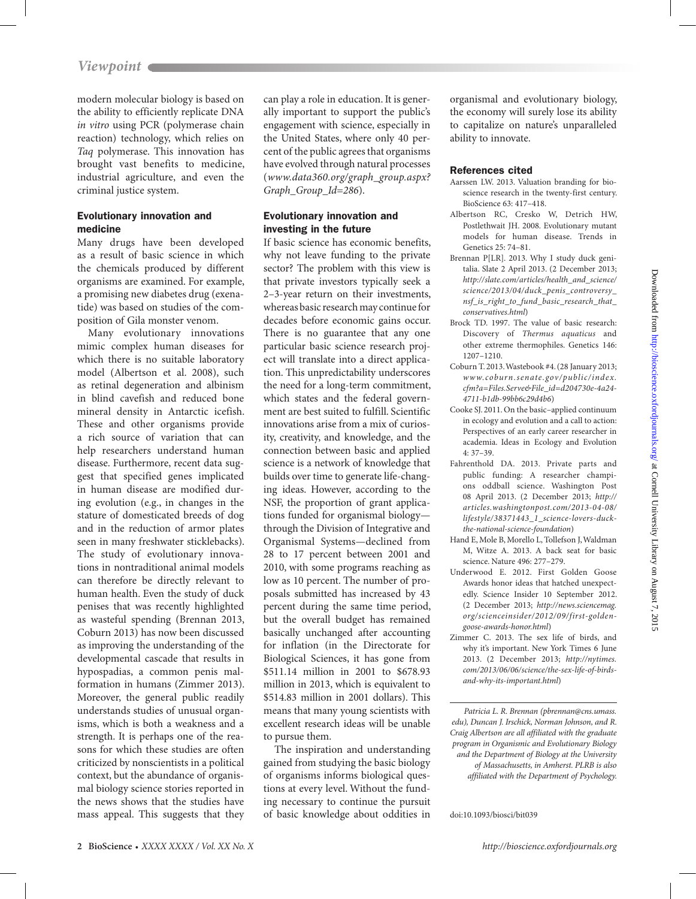modern molecular biology is based on the ability to efficiently replicate DNA *in vitro* using PCR (polymerase chain reaction) technology, which relies on *Taq* polymerase. This innovation has brought vast benefits to medicine, industrial agriculture, and even the criminal justice system.

## Evolutionary innovation and medicine

Many drugs have been developed as a result of basic science in which the chemicals produced by different organisms are examined. For example, a promising new diabetes drug (exenatide) was based on studies of the composition of Gila monster venom.

Many evolutionary innovations mimic complex human diseases for which there is no suitable laboratory model (Albertson et al. 2008), such as retinal degeneration and albinism in blind cavefish and reduced bone mineral density in Antarctic icefish. These and other organisms provide a rich source of variation that can help researchers understand human disease. Furthermore, recent data suggest that specified genes implicated in human disease are modified during evolution (e.g., in changes in the stature of domesticated breeds of dog and in the reduction of armor plates seen in many freshwater sticklebacks). The study of evolutionary innovations in nontraditional animal models can therefore be directly relevant to human health. Even the study of duck penises that was recently highlighted as wasteful spending (Brennan 2013, Coburn 2013) has now been discussed as improving the understanding of the developmental cascade that results in hypospadias, a common penis malformation in humans (Zimmer 2013). Moreover, the general public readily understands studies of unusual organisms, which is both a weakness and a strength. It is perhaps one of the reasons for which these studies are often criticized by nonscientists in a political context, but the abundance of organismal biology science stories reported in the news shows that the studies have mass appeal. This suggests that they can play a role in education. It is generally important to support the public's engagement with science, especially in the United States, where only 40 percent of the public agrees that organisms have evolved through natural processes (*www.data360.org/graph_group.aspx?Graph_Group_Id=286*).

## Evolutionary innovation and investing in the future

If basic science has economic benefits, why not leave funding to the private sector? The problem with this view is that private investors typically seek a 2–3-year return on their investments, whereas basic research may continue for decades before economic gains occur. There is no guarantee that any one particular basic science research project will translate into a direct application. This unpredictability underscores the need for a long-term commitment, which states and the federal government are best suited to fulfill. Scientific innovations arise from a mix of curiosity, creativity, and knowledge, and the connection between basic and applied science is a network of knowledge that builds over time to generate life-changing ideas. However, according to the NSF, the proportion of grant applications funded for organismal biology—through the Division of Integrative and Organismal Systems—declined from 28 to 17 percent between 2001 and 2010, with some programs reaching as low as 10 percent. The number of proposals submitted has increased by 43 percent during the same time period, but the overall budget has remained basically unchanged after accounting for inflation (in the Directorate for Biological Sciences, it has gone from \$511.14 million in 2001 to \$678.93 million in 2013, which is equivalent to \$514.83 million in 2001 dollars). This means that many young scientists with excellent research ideas will be unable to pursue them.

The inspiration and understanding gained from studying the basic biology of organisms informs biological questions at every level. Without the funding necessary to continue the pursuit of basic knowledge about oddities in organismal and evolutionary biology, the economy will surely lose its ability to capitalize on nature's unparalleled ability to innovate.

## References cited

Aarssen LW. 2013. Valuation branding for bioscience research in the twenty-first century. BioScience 63: 417–418.

Albertson RC, Cresko W, Detrich HW, Postlethwait JH. 2008. Evolutionary mutant models for human disease. Trends in Genetics 25: 74–81.

Brennan P[LR]. 2013. Why I study duck genitalia. Slate 2 April 2013. (2 December 2013; *http://slate.com/articles/health_and_science/science/2013/04/duck_penis_controversy_nsf_is_right_to_fund_basic_research_that_conservatives.html*)

Brock TD. 1997. The value of basic research: Discovery of *Thermus aquaticus* and other extreme thermophiles. Genetics 146: 1207–1210.

Coburn T. 2013. Wastebook #4. (28 January 2013; *www.coburn.senate.gov/public/index.cfm?a=Files.Serve&File_id=d204730e-4a24-4711-b1db-99bb6c29d4b6*)

Cooke SJ. 2011. On the basic–applied continuum in ecology and evolution and a call to action: Perspectives of an early career researcher in academia. Ideas in Ecology and Evolution 4: 37–39.

Fahrenthold DA. 2013. Private parts and public funding: A researcher champions oddball science. Washington Post 08 April 2013. (2 December 2013; *http://articles.washingtonpost.com/2013-04-08/lifestyle/38371443_1_science-lovers-duck-the-national-science-foundation*)

Hand E, Mole B, Morello L, Tollefson J, Waldman M, Witze A. 2013. A back seat for basic science. Nature 496: 277–279.

Underwood E. 2012. First Golden Goose Awards honor ideas that hatched unexpectedly. Science Insider 10 September 2012. (2 December 2013; *http://news.sciencemag.org/scienceinsider/2012/09/first-golden-goose-awards-honor.html*)

Zimmer C. 2013. The sex life of birds, and why it's important. New York Times 6 June 2013. (2 December 2013; *http://nytimes.com/2013/06/06/science/the-sex-life-of-birds-and-why-its-important.html*)

*Patricia L. R. Brennan (pbrennan@cns.umass.edu), Duncan J. Irschick, Norman Johnson, and R. Craig Albertson are all affiliated with the graduate program in Organismic and Evolutionary Biology and the Department of Biology at the University of Massachusetts, in Amherst. PLRB is also affiliated with the Department of Psychology.*

doi:10.1093/biosci/bit039